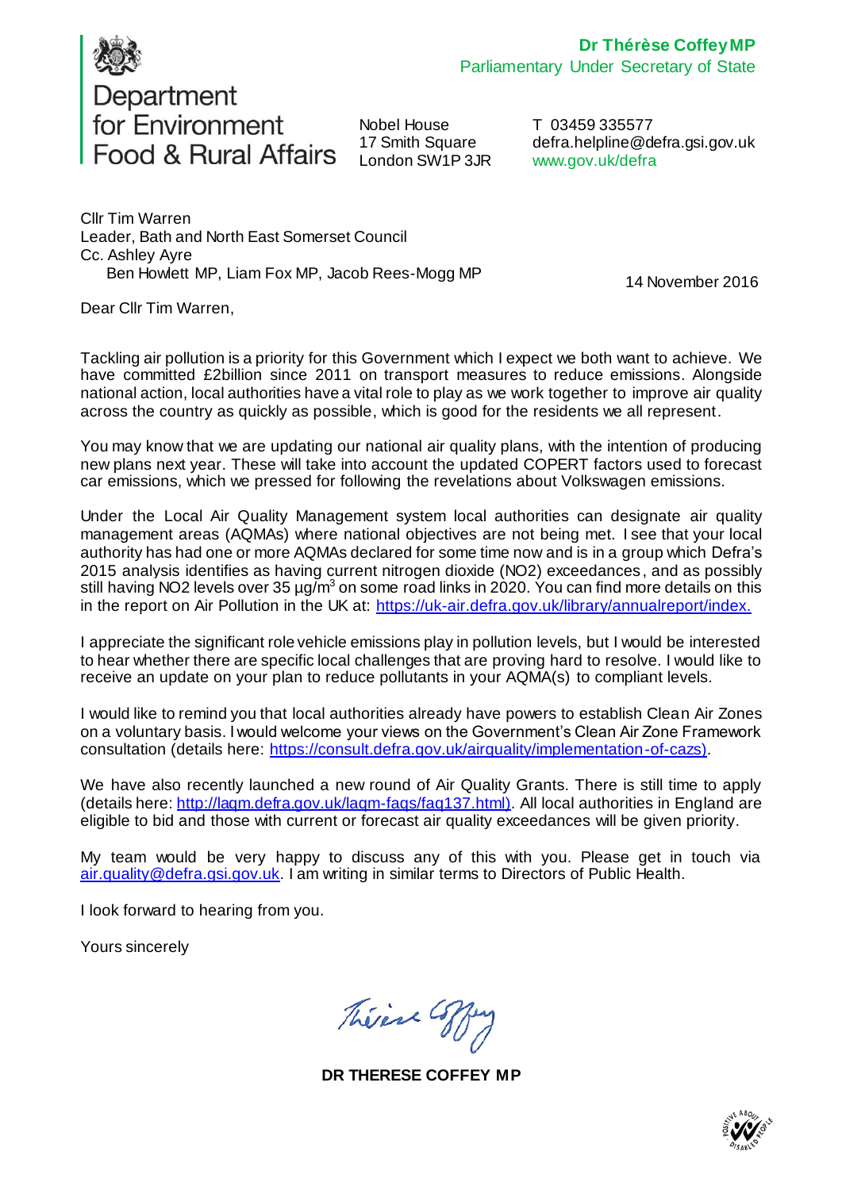Department for Environment Food & Rural Affairs

**Dr Thérèse Coffey MP**
Parliamentary Under Secretary of State

Nobel House
17 Smith Square
London SW1P 3JR

T 03459 335577
defra.helpline@defra.gsi.gov.uk
www.gov.uk/defra

Cllr Tim Warren
Leader, Bath and North East Somerset Council
Cc. Ashley Ayre
Ben Howlett MP, Liam Fox MP, Jacob Rees-Mogg MP

14 November 2016

Dear Cllr Tim Warren,

Tackling air pollution is a priority for this Government which I expect we both want to achieve. We have committed £2billion since 2011 on transport measures to reduce emissions. Alongside national action, local authorities have a vital role to play as we work together to improve air quality across the country as quickly as possible, which is good for the residents we all represent.

You may know that we are updating our national air quality plans, with the intention of producing new plans next year. These will take into account the updated COPERT factors used to forecast car emissions, which we pressed for following the revelations about Volkswagen emissions.

Under the Local Air Quality Management system local authorities can designate air quality management areas (AQMAs) where national objectives are not being met. I see that your local authority has had one or more AQMAs declared for some time now and is in a group which Defra's 2015 analysis identifies as having current nitrogen dioxide ($NO_2$) exceedances, and as possibly still having $NO_2$ levels over 35 µg/m$^3$ on some road links in 2020. You can find more details on this in the report on Air Pollution in the UK at: https://uk-air.defra.gov.uk/library/annualreport/index.

I appreciate the significant role vehicle emissions play in pollution levels, but I would be interested to hear whether there are specific local challenges that are proving hard to resolve. I would like to receive an update on your plan to reduce pollutants in your AQMA(s) to compliant levels.

I would like to remind you that local authorities already have powers to establish Clean Air Zones on a voluntary basis. I would welcome your views on the Government's Clean Air Zone Framework consultation (details here: https://consult.defra.gov.uk/airquality/implementation-of-cazs).

We have also recently launched a new round of Air Quality Grants. There is still time to apply (details here: http://laqm.defra.gov.uk/laqm-faqs/faq137.html). All local authorities in England are eligible to bid and those with current or forecast air quality exceedances will be given priority.

My team would be very happy to discuss any of this with you. Please get in touch via air.quality@defra.gsi.gov.uk. I am writing in similar terms to Directors of Public Health.

I look forward to hearing from you.

Yours sincerely

Thérèse Coffey

**DR THERESE COFFEY MP**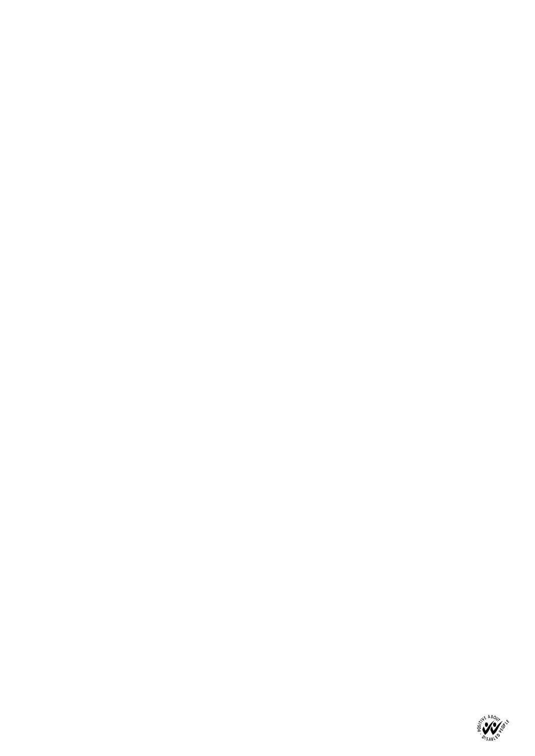POSITIVE ABOUT DISABLED PEOPLE